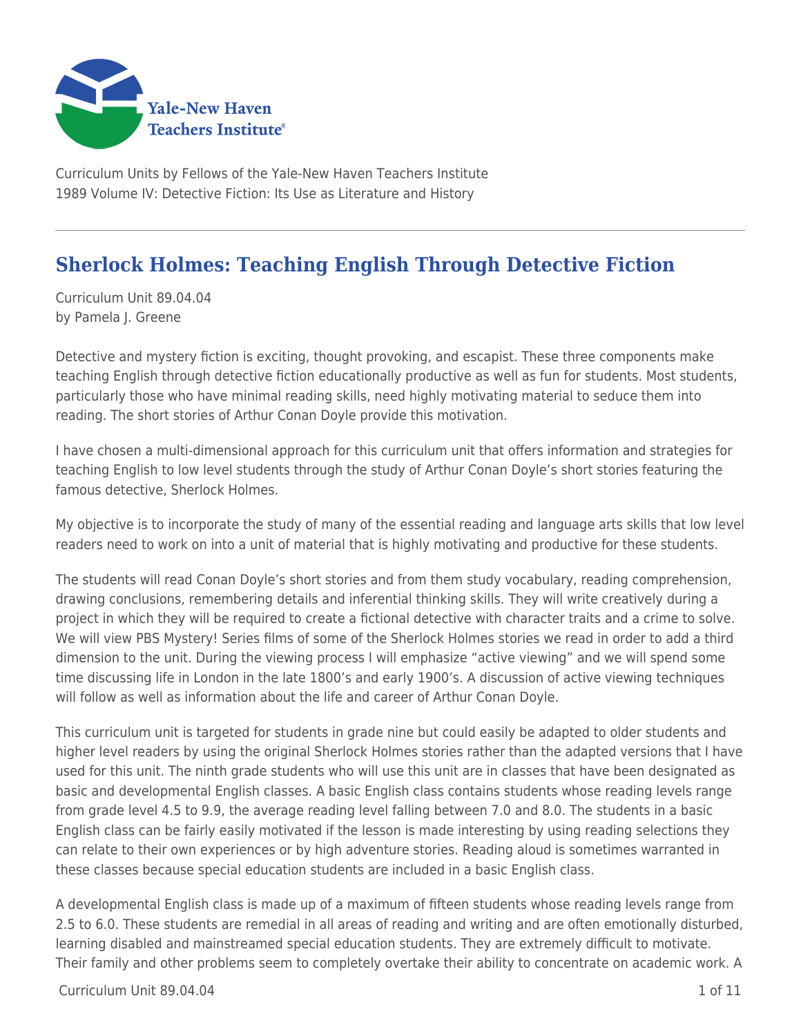Yale-New Haven Teachers Institute

Curriculum Units by Fellows of the Yale-New Haven Teachers Institute
1989 Volume IV: Detective Fiction: Its Use as Literature and History

# Sherlock Holmes: Teaching English Through Detective Fiction

Curriculum Unit 89.04.04
by Pamela J. Greene

Detective and mystery fiction is exciting, thought provoking, and escapist. These three components make teaching English through detective fiction educationally productive as well as fun for students. Most students, particularly those who have minimal reading skills, need highly motivating material to seduce them into reading. The short stories of Arthur Conan Doyle provide this motivation.

I have chosen a multi-dimensional approach for this curriculum unit that offers information and strategies for teaching English to low level students through the study of Arthur Conan Doyle's short stories featuring the famous detective, Sherlock Holmes.

My objective is to incorporate the study of many of the essential reading and language arts skills that low level readers need to work on into a unit of material that is highly motivating and productive for these students.

The students will read Conan Doyle's short stories and from them study vocabulary, reading comprehension, drawing conclusions, remembering details and inferential thinking skills. They will write creatively during a project in which they will be required to create a fictional detective with character traits and a crime to solve. We will view PBS Mystery! Series films of some of the Sherlock Holmes stories we read in order to add a third dimension to the unit. During the viewing process I will emphasize "active viewing" and we will spend some time discussing life in London in the late 1800's and early 1900's. A discussion of active viewing techniques will follow as well as information about the life and career of Arthur Conan Doyle.

This curriculum unit is targeted for students in grade nine but could easily be adapted to older students and higher level readers by using the original Sherlock Holmes stories rather than the adapted versions that I have used for this unit. The ninth grade students who will use this unit are in classes that have been designated as basic and developmental English classes. A basic English class contains students whose reading levels range from grade level 4.5 to 9.9, the average reading level falling between 7.0 and 8.0. The students in a basic English class can be fairly easily motivated if the lesson is made interesting by using reading selections they can relate to their own experiences or by high adventure stories. Reading aloud is sometimes warranted in these classes because special education students are included in a basic English class.

A developmental English class is made up of a maximum of fifteen students whose reading levels range from 2.5 to 6.0. These students are remedial in all areas of reading and writing and are often emotionally disturbed, learning disabled and mainstreamed special education students. They are extremely difficult to motivate. Their family and other problems seem to completely overtake their ability to concentrate on academic work. A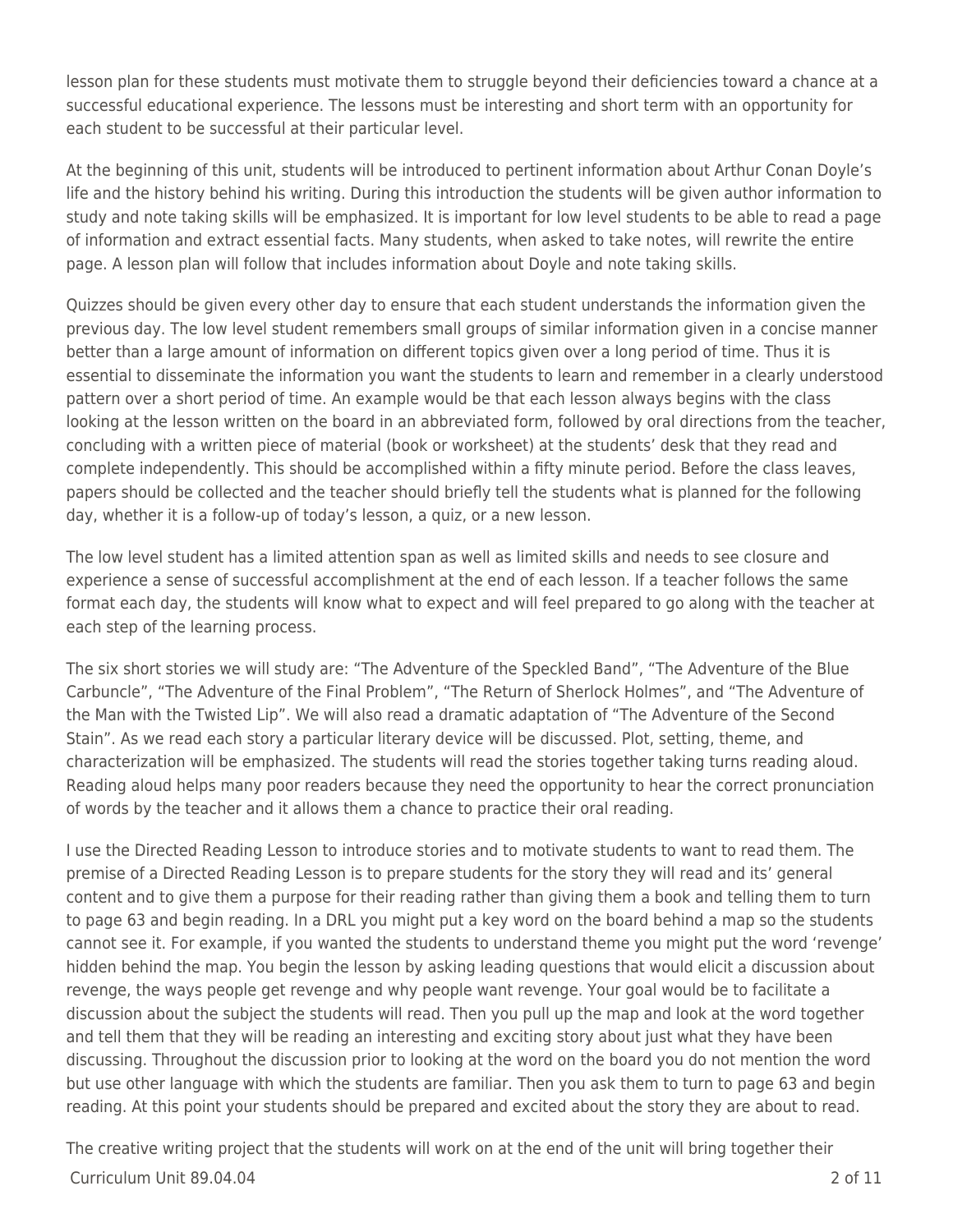lesson plan for these students must motivate them to struggle beyond their deficiencies toward a chance at a successful educational experience. The lessons must be interesting and short term with an opportunity for each student to be successful at their particular level.

At the beginning of this unit, students will be introduced to pertinent information about Arthur Conan Doyle's life and the history behind his writing. During this introduction the students will be given author information to study and note taking skills will be emphasized. It is important for low level students to be able to read a page of information and extract essential facts. Many students, when asked to take notes, will rewrite the entire page. A lesson plan will follow that includes information about Doyle and note taking skills.

Quizzes should be given every other day to ensure that each student understands the information given the previous day. The low level student remembers small groups of similar information given in a concise manner better than a large amount of information on different topics given over a long period of time. Thus it is essential to disseminate the information you want the students to learn and remember in a clearly understood pattern over a short period of time. An example would be that each lesson always begins with the class looking at the lesson written on the board in an abbreviated form, followed by oral directions from the teacher, concluding with a written piece of material (book or worksheet) at the students' desk that they read and complete independently. This should be accomplished within a fifty minute period. Before the class leaves, papers should be collected and the teacher should briefly tell the students what is planned for the following day, whether it is a follow-up of today's lesson, a quiz, or a new lesson.

The low level student has a limited attention span as well as limited skills and needs to see closure and experience a sense of successful accomplishment at the end of each lesson. If a teacher follows the same format each day, the students will know what to expect and will feel prepared to go along with the teacher at each step of the learning process.

The six short stories we will study are: "The Adventure of the Speckled Band", "The Adventure of the Blue Carbuncle", "The Adventure of the Final Problem", "The Return of Sherlock Holmes", and "The Adventure of the Man with the Twisted Lip". We will also read a dramatic adaptation of "The Adventure of the Second Stain". As we read each story a particular literary device will be discussed. Plot, setting, theme, and characterization will be emphasized. The students will read the stories together taking turns reading aloud. Reading aloud helps many poor readers because they need the opportunity to hear the correct pronunciation of words by the teacher and it allows them a chance to practice their oral reading.

I use the Directed Reading Lesson to introduce stories and to motivate students to want to read them. The premise of a Directed Reading Lesson is to prepare students for the story they will read and its' general content and to give them a purpose for their reading rather than giving them a book and telling them to turn to page 63 and begin reading. In a DRL you might put a key word on the board behind a map so the students cannot see it. For example, if you wanted the students to understand theme you might put the word 'revenge' hidden behind the map. You begin the lesson by asking leading questions that would elicit a discussion about revenge, the ways people get revenge and why people want revenge. Your goal would be to facilitate a discussion about the subject the students will read. Then you pull up the map and look at the word together and tell them that they will be reading an interesting and exciting story about just what they have been discussing. Throughout the discussion prior to looking at the word on the board you do not mention the word but use other language with which the students are familiar. Then you ask them to turn to page 63 and begin reading. At this point your students should be prepared and excited about the story they are about to read.

The creative writing project that the students will work on at the end of the unit will bring together their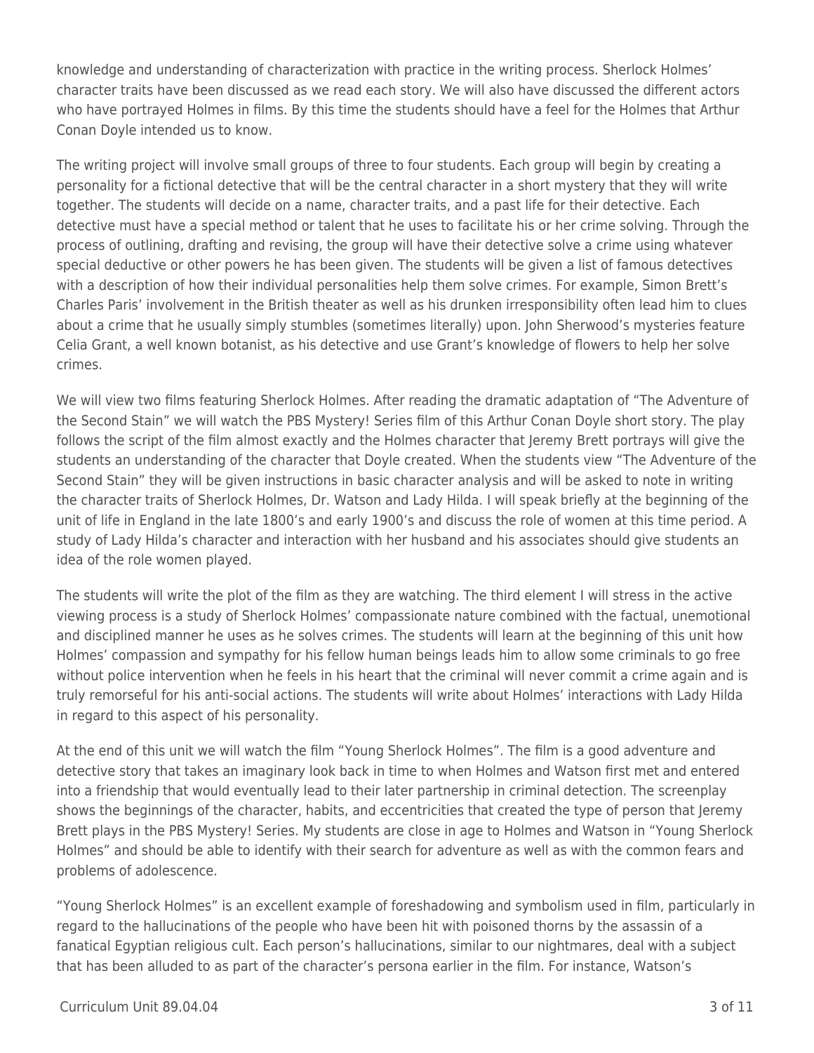knowledge and understanding of characterization with practice in the writing process. Sherlock Holmes' character traits have been discussed as we read each story. We will also have discussed the different actors who have portrayed Holmes in films. By this time the students should have a feel for the Holmes that Arthur Conan Doyle intended us to know.

The writing project will involve small groups of three to four students. Each group will begin by creating a personality for a fictional detective that will be the central character in a short mystery that they will write together. The students will decide on a name, character traits, and a past life for their detective. Each detective must have a special method or talent that he uses to facilitate his or her crime solving. Through the process of outlining, drafting and revising, the group will have their detective solve a crime using whatever special deductive or other powers he has been given. The students will be given a list of famous detectives with a description of how their individual personalities help them solve crimes. For example, Simon Brett's Charles Paris' involvement in the British theater as well as his drunken irresponsibility often lead him to clues about a crime that he usually simply stumbles (sometimes literally) upon. John Sherwood's mysteries feature Celia Grant, a well known botanist, as his detective and use Grant's knowledge of flowers to help her solve crimes.

We will view two films featuring Sherlock Holmes. After reading the dramatic adaptation of "The Adventure of the Second Stain" we will watch the PBS Mystery! Series film of this Arthur Conan Doyle short story. The play follows the script of the film almost exactly and the Holmes character that Jeremy Brett portrays will give the students an understanding of the character that Doyle created. When the students view "The Adventure of the Second Stain" they will be given instructions in basic character analysis and will be asked to note in writing the character traits of Sherlock Holmes, Dr. Watson and Lady Hilda. I will speak briefly at the beginning of the unit of life in England in the late 1800's and early 1900's and discuss the role of women at this time period. A study of Lady Hilda's character and interaction with her husband and his associates should give students an idea of the role women played.

The students will write the plot of the film as they are watching. The third element I will stress in the active viewing process is a study of Sherlock Holmes' compassionate nature combined with the factual, unemotional and disciplined manner he uses as he solves crimes. The students will learn at the beginning of this unit how Holmes' compassion and sympathy for his fellow human beings leads him to allow some criminals to go free without police intervention when he feels in his heart that the criminal will never commit a crime again and is truly remorseful for his anti-social actions. The students will write about Holmes' interactions with Lady Hilda in regard to this aspect of his personality.

At the end of this unit we will watch the film "Young Sherlock Holmes". The film is a good adventure and detective story that takes an imaginary look back in time to when Holmes and Watson first met and entered into a friendship that would eventually lead to their later partnership in criminal detection. The screenplay shows the beginnings of the character, habits, and eccentricities that created the type of person that Jeremy Brett plays in the PBS Mystery! Series. My students are close in age to Holmes and Watson in "Young Sherlock Holmes" and should be able to identify with their search for adventure as well as with the common fears and problems of adolescence.

"Young Sherlock Holmes" is an excellent example of foreshadowing and symbolism used in film, particularly in regard to the hallucinations of the people who have been hit with poisoned thorns by the assassin of a fanatical Egyptian religious cult. Each person's hallucinations, similar to our nightmares, deal with a subject that has been alluded to as part of the character's persona earlier in the film. For instance, Watson's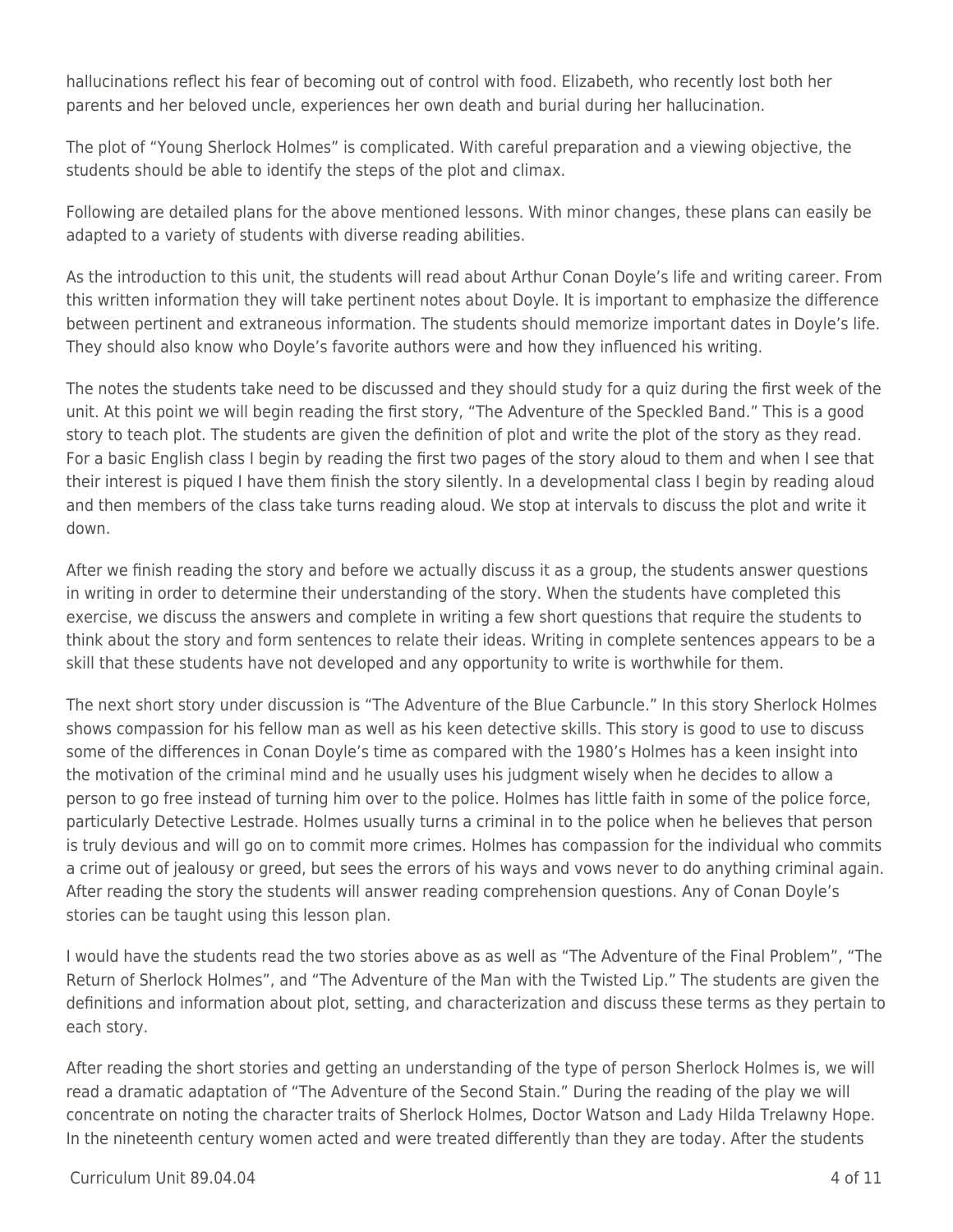hallucinations reflect his fear of becoming out of control with food. Elizabeth, who recently lost both her parents and her beloved uncle, experiences her own death and burial during her hallucination.

The plot of "Young Sherlock Holmes" is complicated. With careful preparation and a viewing objective, the students should be able to identify the steps of the plot and climax.

Following are detailed plans for the above mentioned lessons. With minor changes, these plans can easily be adapted to a variety of students with diverse reading abilities.

As the introduction to this unit, the students will read about Arthur Conan Doyle's life and writing career. From this written information they will take pertinent notes about Doyle. It is important to emphasize the difference between pertinent and extraneous information. The students should memorize important dates in Doyle's life. They should also know who Doyle's favorite authors were and how they influenced his writing.

The notes the students take need to be discussed and they should study for a quiz during the first week of the unit. At this point we will begin reading the first story, "The Adventure of the Speckled Band." This is a good story to teach plot. The students are given the definition of plot and write the plot of the story as they read. For a basic English class I begin by reading the first two pages of the story aloud to them and when I see that their interest is piqued I have them finish the story silently. In a developmental class I begin by reading aloud and then members of the class take turns reading aloud. We stop at intervals to discuss the plot and write it down.

After we finish reading the story and before we actually discuss it as a group, the students answer questions in writing in order to determine their understanding of the story. When the students have completed this exercise, we discuss the answers and complete in writing a few short questions that require the students to think about the story and form sentences to relate their ideas. Writing in complete sentences appears to be a skill that these students have not developed and any opportunity to write is worthwhile for them.

The next short story under discussion is "The Adventure of the Blue Carbuncle." In this story Sherlock Holmes shows compassion for his fellow man as well as his keen detective skills. This story is good to use to discuss some of the differences in Conan Doyle's time as compared with the 1980's Holmes has a keen insight into the motivation of the criminal mind and he usually uses his judgment wisely when he decides to allow a person to go free instead of turning him over to the police. Holmes has little faith in some of the police force, particularly Detective Lestrade. Holmes usually turns a criminal in to the police when he believes that person is truly devious and will go on to commit more crimes. Holmes has compassion for the individual who commits a crime out of jealousy or greed, but sees the errors of his ways and vows never to do anything criminal again. After reading the story the students will answer reading comprehension questions. Any of Conan Doyle's stories can be taught using this lesson plan.

I would have the students read the two stories above as as well as "The Adventure of the Final Problem", "The Return of Sherlock Holmes", and "The Adventure of the Man with the Twisted Lip." The students are given the definitions and information about plot, setting, and characterization and discuss these terms as they pertain to each story.

After reading the short stories and getting an understanding of the type of person Sherlock Holmes is, we will read a dramatic adaptation of "The Adventure of the Second Stain." During the reading of the play we will concentrate on noting the character traits of Sherlock Holmes, Doctor Watson and Lady Hilda Trelawny Hope. In the nineteenth century women acted and were treated differently than they are today. After the students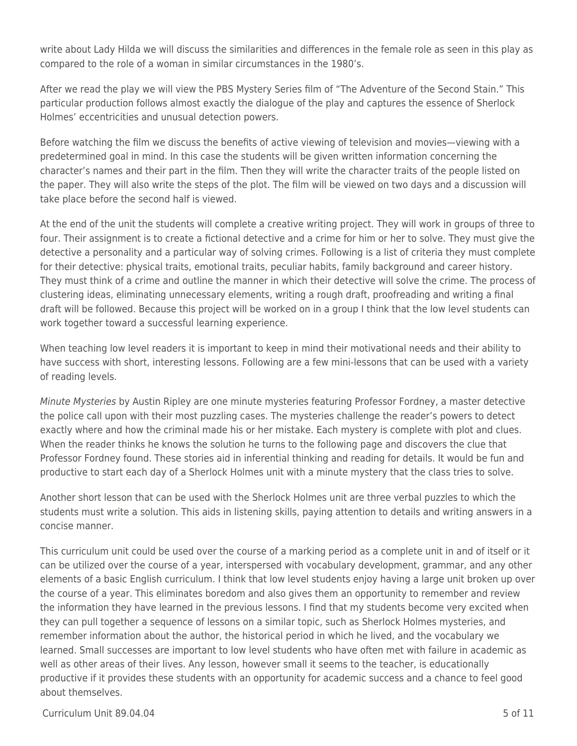write about Lady Hilda we will discuss the similarities and differences in the female role as seen in this play as compared to the role of a woman in similar circumstances in the 1980's.

After we read the play we will view the PBS Mystery Series film of "The Adventure of the Second Stain." This particular production follows almost exactly the dialogue of the play and captures the essence of Sherlock Holmes' eccentricities and unusual detection powers.

Before watching the film we discuss the benefits of active viewing of television and movies—viewing with a predetermined goal in mind. In this case the students will be given written information concerning the character's names and their part in the film. Then they will write the character traits of the people listed on the paper. They will also write the steps of the plot. The film will be viewed on two days and a discussion will take place before the second half is viewed.

At the end of the unit the students will complete a creative writing project. They will work in groups of three to four. Their assignment is to create a fictional detective and a crime for him or her to solve. They must give the detective a personality and a particular way of solving crimes. Following is a list of criteria they must complete for their detective: physical traits, emotional traits, peculiar habits, family background and career history. They must think of a crime and outline the manner in which their detective will solve the crime. The process of clustering ideas, eliminating unnecessary elements, writing a rough draft, proofreading and writing a final draft will be followed. Because this project will be worked on in a group I think that the low level students can work together toward a successful learning experience.

When teaching low level readers it is important to keep in mind their motivational needs and their ability to have success with short, interesting lessons. Following are a few mini-lessons that can be used with a variety of reading levels.

*Minute Mysteries* by Austin Ripley are one minute mysteries featuring Professor Fordney, a master detective the police call upon with their most puzzling cases. The mysteries challenge the reader's powers to detect exactly where and how the criminal made his or her mistake. Each mystery is complete with plot and clues. When the reader thinks he knows the solution he turns to the following page and discovers the clue that Professor Fordney found. These stories aid in inferential thinking and reading for details. It would be fun and productive to start each day of a Sherlock Holmes unit with a minute mystery that the class tries to solve.

Another short lesson that can be used with the Sherlock Holmes unit are three verbal puzzles to which the students must write a solution. This aids in listening skills, paying attention to details and writing answers in a concise manner.

This curriculum unit could be used over the course of a marking period as a complete unit in and of itself or it can be utilized over the course of a year, interspersed with vocabulary development, grammar, and any other elements of a basic English curriculum. I think that low level students enjoy having a large unit broken up over the course of a year. This eliminates boredom and also gives them an opportunity to remember and review the information they have learned in the previous lessons. I find that my students become very excited when they can pull together a sequence of lessons on a similar topic, such as Sherlock Holmes mysteries, and remember information about the author, the historical period in which he lived, and the vocabulary we learned. Small successes are important to low level students who have often met with failure in academic as well as other areas of their lives. Any lesson, however small it seems to the teacher, is educationally productive if it provides these students with an opportunity for academic success and a chance to feel good about themselves.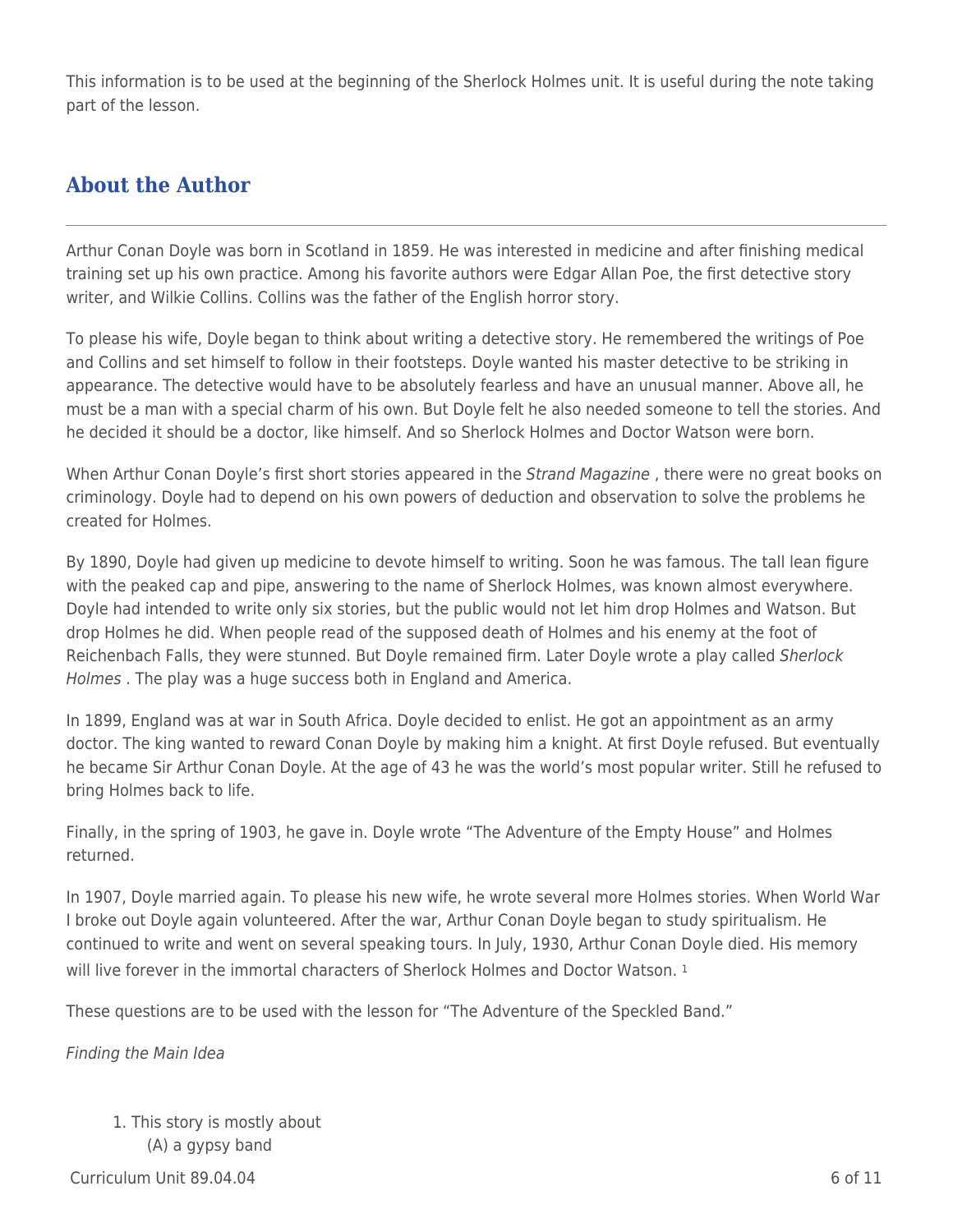This information is to be used at the beginning of the Sherlock Holmes unit. It is useful during the note taking part of the lesson.

## About the Author

Arthur Conan Doyle was born in Scotland in 1859. He was interested in medicine and after finishing medical training set up his own practice. Among his favorite authors were Edgar Allan Poe, the first detective story writer, and Wilkie Collins. Collins was the father of the English horror story.

To please his wife, Doyle began to think about writing a detective story. He remembered the writings of Poe and Collins and set himself to follow in their footsteps. Doyle wanted his master detective to be striking in appearance. The detective would have to be absolutely fearless and have an unusual manner. Above all, he must be a man with a special charm of his own. But Doyle felt he also needed someone to tell the stories. And he decided it should be a doctor, like himself. And so Sherlock Holmes and Doctor Watson were born.

When Arthur Conan Doyle's first short stories appeared in the *Strand Magazine* , there were no great books on criminology. Doyle had to depend on his own powers of deduction and observation to solve the problems he created for Holmes.

By 1890, Doyle had given up medicine to devote himself to writing. Soon he was famous. The tall lean figure with the peaked cap and pipe, answering to the name of Sherlock Holmes, was known almost everywhere. Doyle had intended to write only six stories, but the public would not let him drop Holmes and Watson. But drop Holmes he did. When people read of the supposed death of Holmes and his enemy at the foot of Reichenbach Falls, they were stunned. But Doyle remained firm. Later Doyle wrote a play called *Sherlock Holmes* . The play was a huge success both in England and America.

In 1899, England was at war in South Africa. Doyle decided to enlist. He got an appointment as an army doctor. The king wanted to reward Conan Doyle by making him a knight. At first Doyle refused. But eventually he became Sir Arthur Conan Doyle. At the age of 43 he was the world's most popular writer. Still he refused to bring Holmes back to life.

Finally, in the spring of 1903, he gave in. Doyle wrote "The Adventure of the Empty House" and Holmes returned.

In 1907, Doyle married again. To please his new wife, he wrote several more Holmes stories. When World War I broke out Doyle again volunteered. After the war, Arthur Conan Doyle began to study spiritualism. He continued to write and went on several speaking tours. In July, 1930, Arthur Conan Doyle died. His memory will live forever in the immortal characters of Sherlock Holmes and Doctor Watson. [1]

These questions are to be used with the lesson for "The Adventure of the Speckled Band."

*Finding the Main Idea*

1. This story is mostly about
   (A) a gypsy band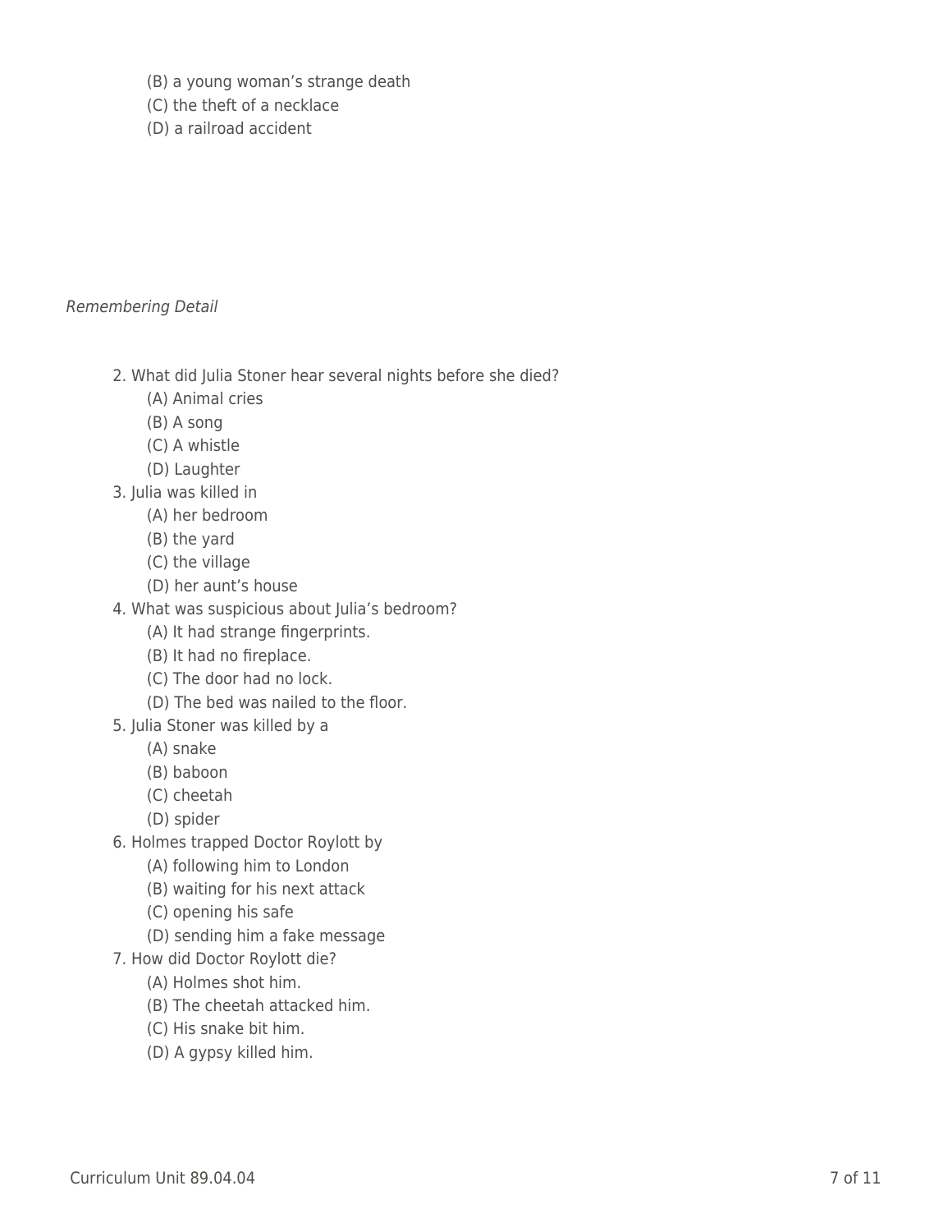(B) a young woman's strange death
(C) the theft of a necklace
(D) a railroad accident

*Remembering Detail*

2. What did Julia Stoner hear several nights before she died?
    (A) Animal cries
    (B) A song
    (C) A whistle
    (D) Laughter
3. Julia was killed in
    (A) her bedroom
    (B) the yard
    (C) the village
    (D) her aunt's house
4. What was suspicious about Julia's bedroom?
    (A) It had strange fingerprints.
    (B) It had no fireplace.
    (C) The door had no lock.
    (D) The bed was nailed to the floor.
5. Julia Stoner was killed by a
    (A) snake
    (B) baboon
    (C) cheetah
    (D) spider
6. Holmes trapped Doctor Roylott by
    (A) following him to London
    (B) waiting for his next attack
    (C) opening his safe
    (D) sending him a fake message
7. How did Doctor Roylott die?
    (A) Holmes shot him.
    (B) The cheetah attacked him.
    (C) His snake bit him.
    (D) A gypsy killed him.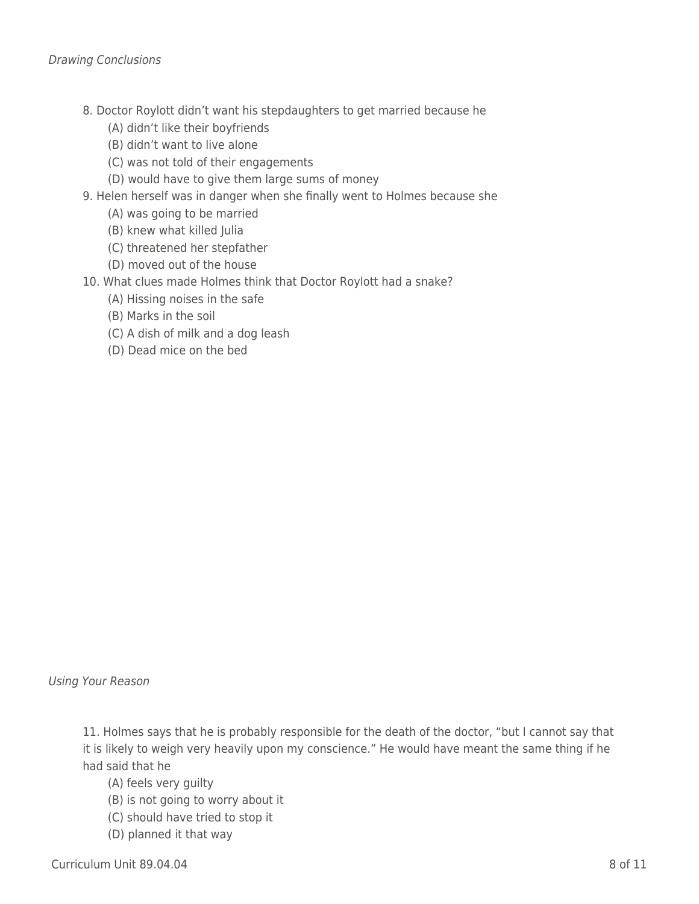*Drawing Conclusions*

8. Doctor Roylott didn't want his stepdaughters to get married because he
   - (A) didn't like their boyfriends
   - (B) didn't want to live alone
   - (C) was not told of their engagements
   - (D) would have to give them large sums of money
9. Helen herself was in danger when she finally went to Holmes because she
   - (A) was going to be married
   - (B) knew what killed Julia
   - (C) threatened her stepfather
   - (D) moved out of the house
10. What clues made Holmes think that Doctor Roylott had a snake?
    - (A) Hissing noises in the safe
    - (B) Marks in the soil
    - (C) A dish of milk and a dog leash
    - (D) Dead mice on the bed

*Using Your Reason*

11. Holmes says that he is probably responsible for the death of the doctor, "but I cannot say that it is likely to weigh very heavily upon my conscience." He would have meant the same thing if he had said that he
    - (A) feels very guilty
    - (B) is not going to worry about it
    - (C) should have tried to stop it
    - (D) planned it that way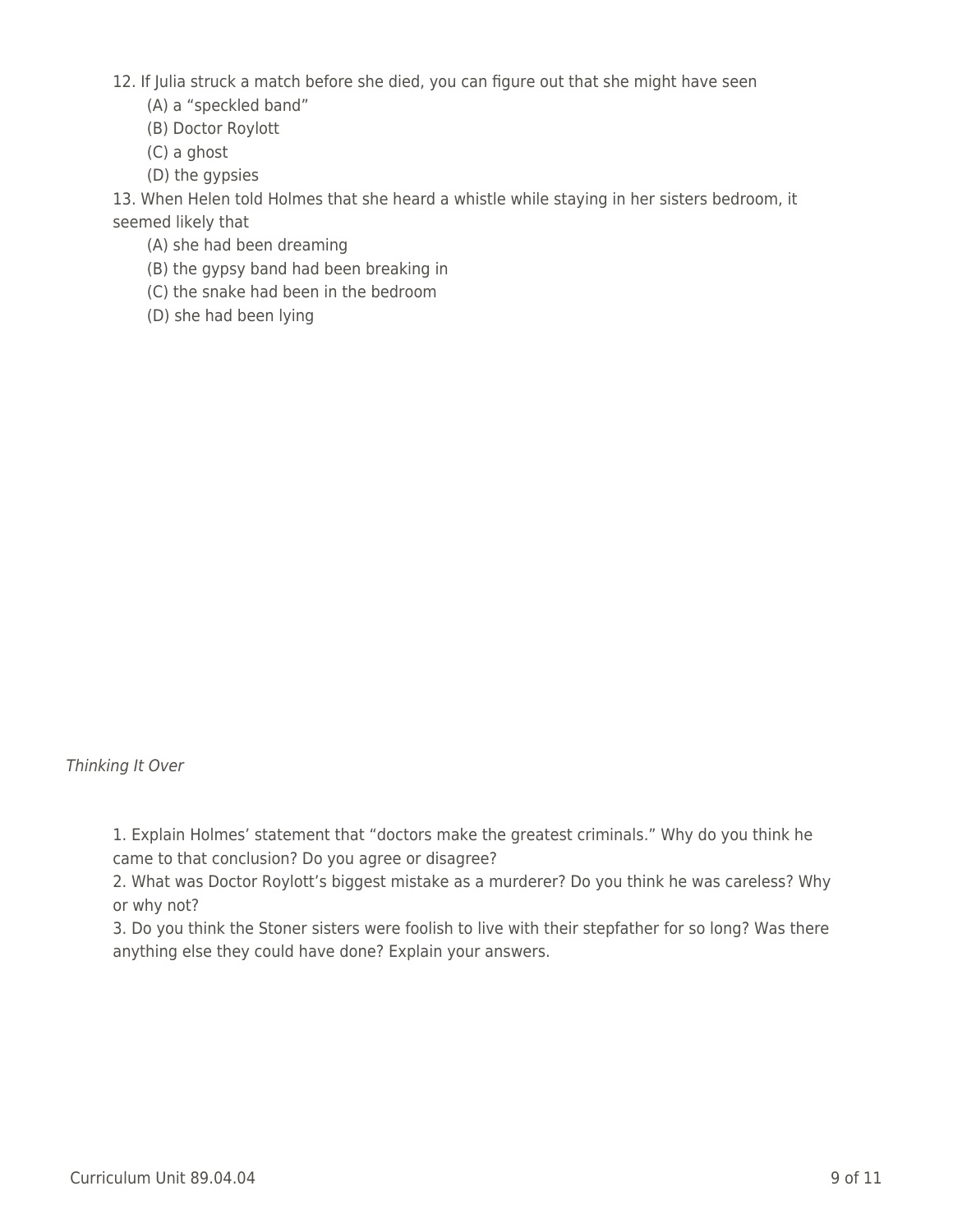12. If Julia struck a match before she died, you can figure out that she might have seen

(A) a “speckled band”
(B) Doctor Roylott
(C) a ghost
(D) the gypsies

13. When Helen told Holmes that she heard a whistle while staying in her sisters bedroom, it seemed likely that

(A) she had been dreaming
(B) the gypsy band had been breaking in
(C) the snake had been in the bedroom
(D) she had been lying

*Thinking It Over*

1. Explain Holmes’ statement that “doctors make the greatest criminals.” Why do you think he came to that conclusion? Do you agree or disagree?
2. What was Doctor Roylott’s biggest mistake as a murderer? Do you think he was careless? Why or why not?
3. Do you think the Stoner sisters were foolish to live with their stepfather for so long? Was there anything else they could have done? Explain your answers.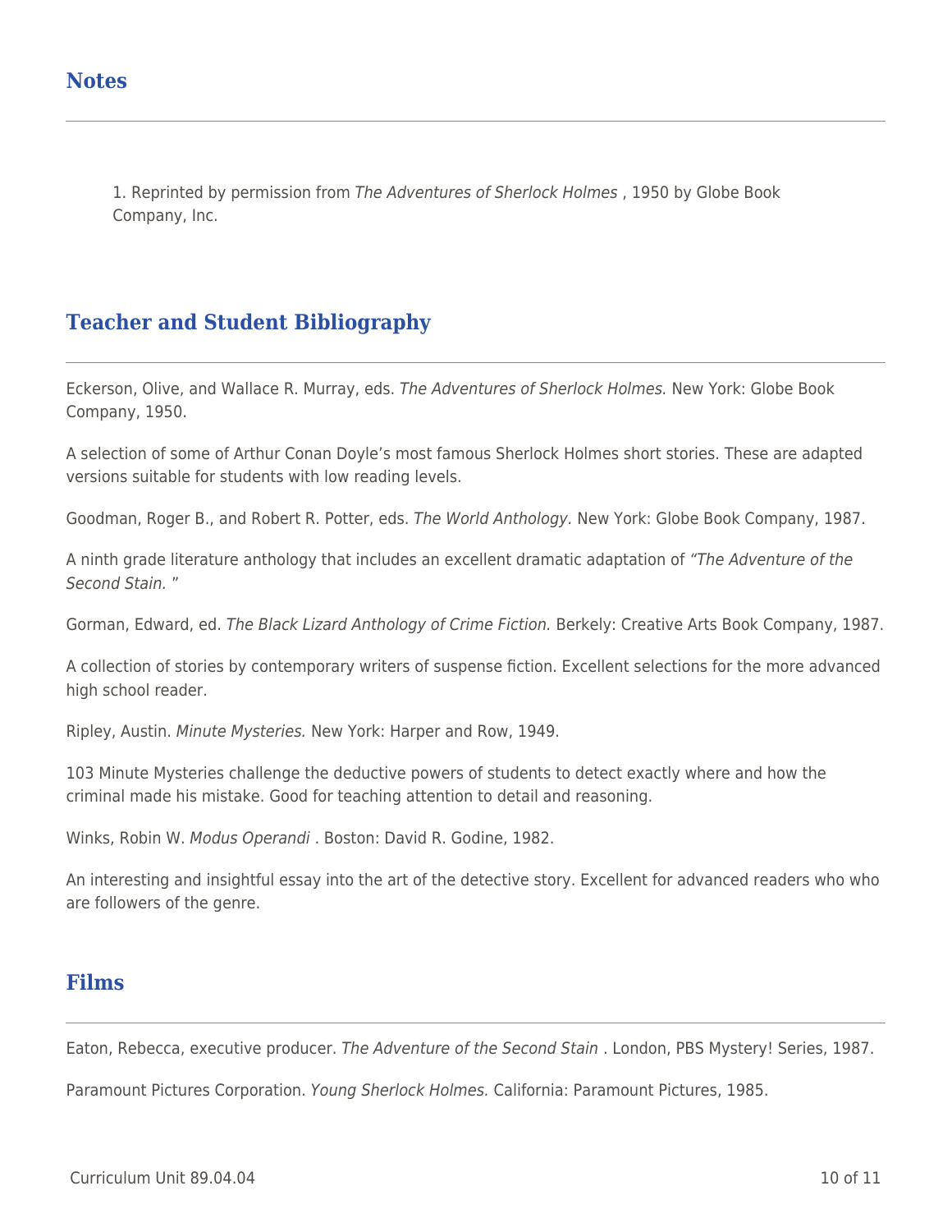## Notes

1. Reprinted by permission from *The Adventures of Sherlock Holmes* , 1950 by Globe Book Company, Inc.

## Teacher and Student Bibliography

Eckerson, Olive, and Wallace R. Murray, eds. *The Adventures of Sherlock Holmes.* New York: Globe Book Company, 1950.

A selection of some of Arthur Conan Doyle's most famous Sherlock Holmes short stories. These are adapted versions suitable for students with low reading levels.

Goodman, Roger B., and Robert R. Potter, eds. *The World Anthology*. New York: Globe Book Company, 1987.

A ninth grade literature anthology that includes an excellent dramatic adaptation of *"The Adventure of the Second Stain.* "

Gorman, Edward, ed. *The Black Lizard Anthology of Crime Fiction.* Berkely: Creative Arts Book Company, 1987.

A collection of stories by contemporary writers of suspense fiction. Excellent selections for the more advanced high school reader.

Ripley, Austin. *Minute Mysteries.* New York: Harper and Row, 1949.

103 Minute Mysteries challenge the deductive powers of students to detect exactly where and how the criminal made his mistake. Good for teaching attention to detail and reasoning.

Winks, Robin W. *Modus Operandi* . Boston: David R. Godine, 1982.

An interesting and insightful essay into the art of the detective story. Excellent for advanced readers who who are followers of the genre.

## Films

Eaton, Rebecca, executive producer. *The Adventure of the Second Stain* . London, PBS Mystery! Series, 1987.

Paramount Pictures Corporation. *Young Sherlock Holmes.* California: Paramount Pictures, 1985.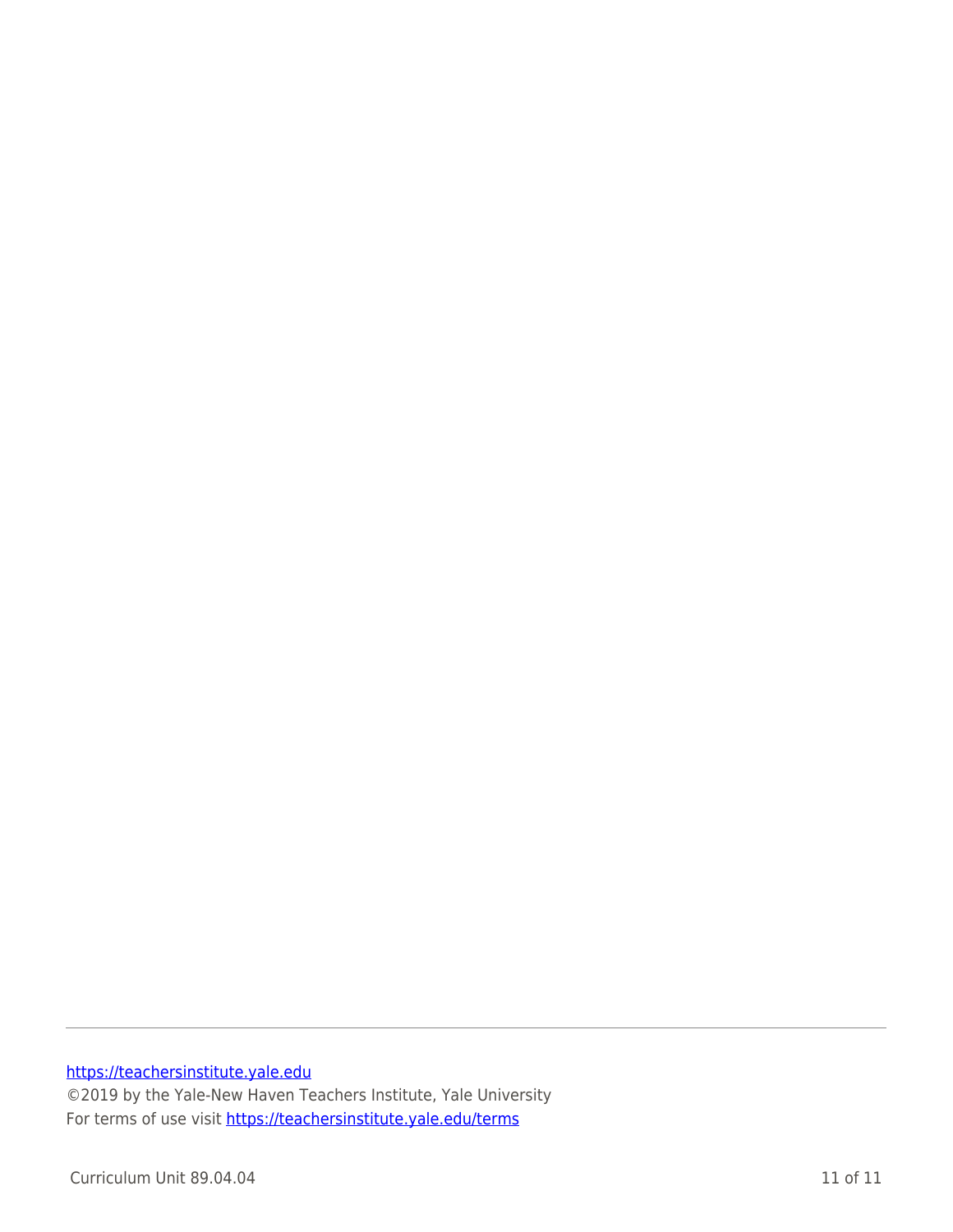https://teachersinstitute.yale.edu
©2019 by the Yale-New Haven Teachers Institute, Yale University
For terms of use visit https://teachersinstitute.yale.edu/terms